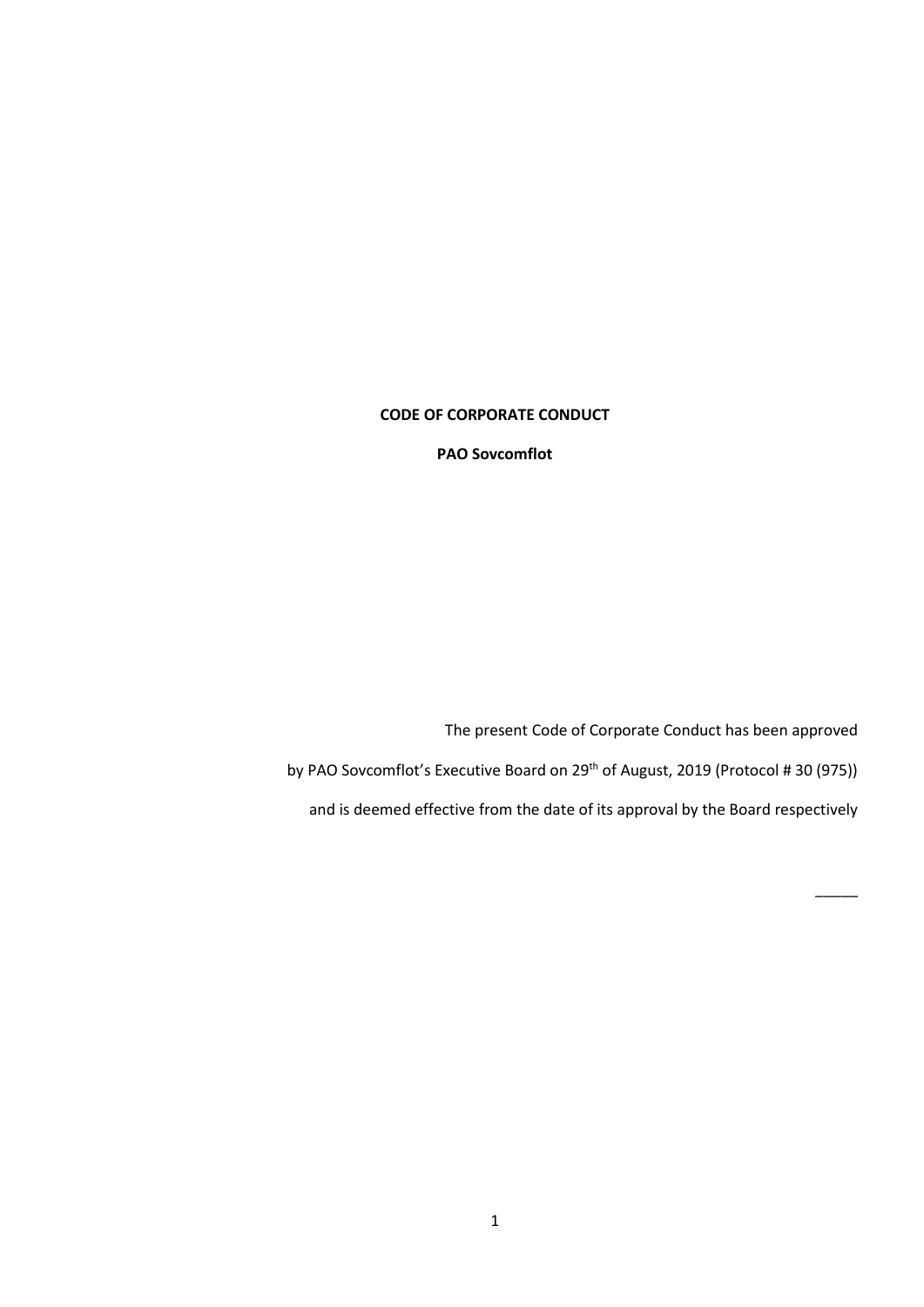**CODE OF CORPORATE CONDUCT**

**PAO Sovcomflot**

The present Code of Corporate Conduct has been approved

by PAO Sovcomflot's Executive Board on 29th of August, 2019 (Protocol # 30 (975))

and is deemed effective from the date of its approval by the Board respectively

_____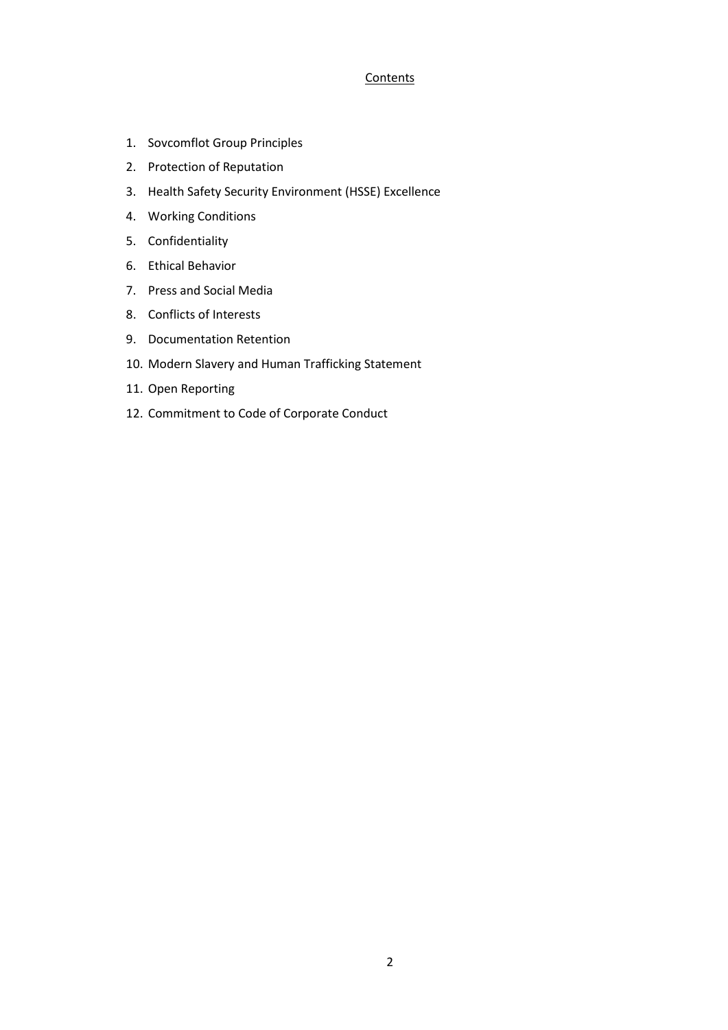## Contents

1. Sovcomflot Group Principles
2. Protection of Reputation
3. Health Safety Security Environment (HSSE) Excellence
4. Working Conditions
5. Confidentiality
6. Ethical Behavior
7. Press and Social Media
8. Conflicts of Interests
9. Documentation Retention
10. Modern Slavery and Human Trafficking Statement
11. Open Reporting
12. Commitment to Code of Corporate Conduct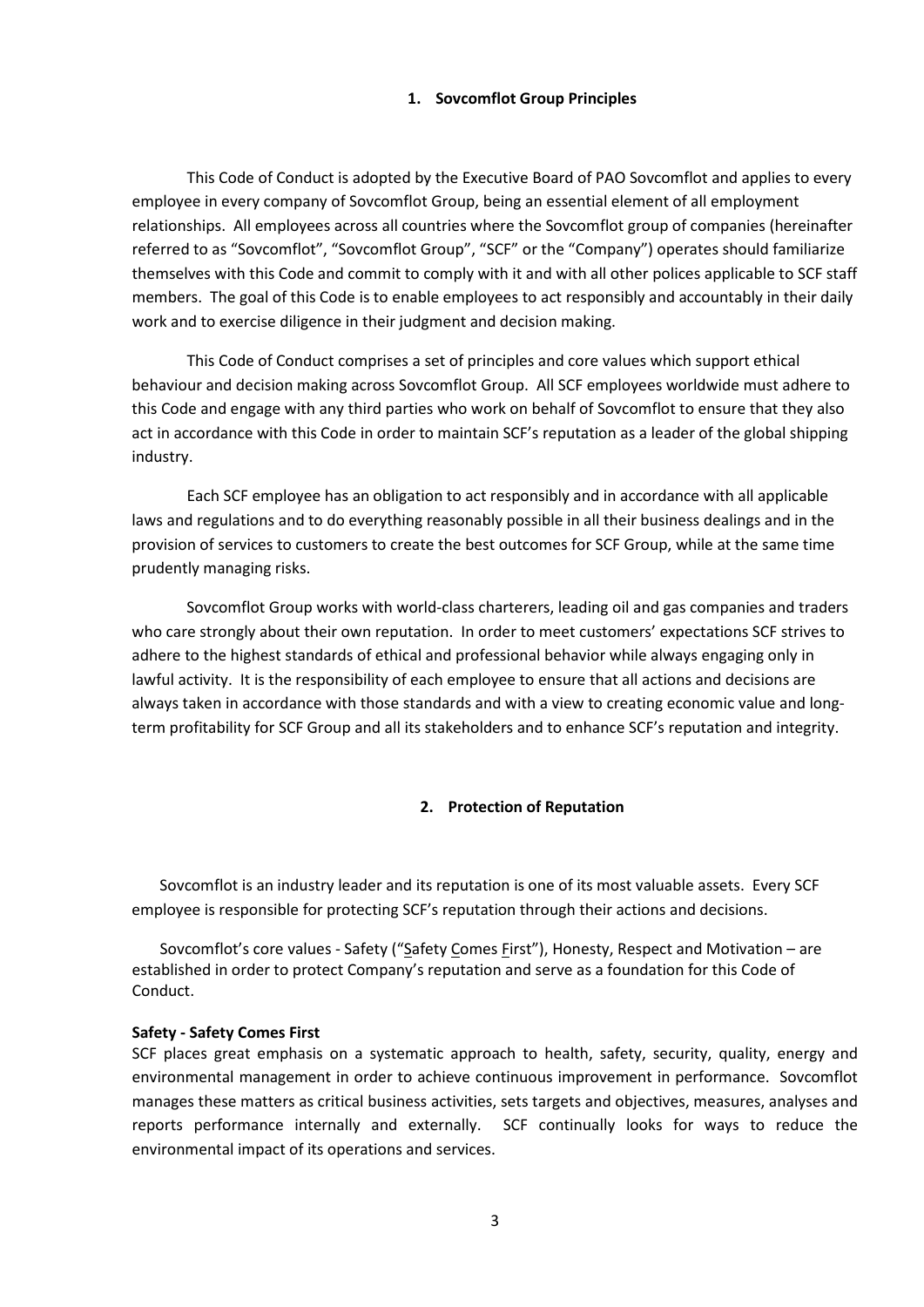## 1. Sovcomflot Group Principles

This Code of Conduct is adopted by the Executive Board of PAO Sovcomflot and applies to every employee in every company of Sovcomflot Group, being an essential element of all employment relationships. All employees across all countries where the Sovcomflot group of companies (hereinafter referred to as "Sovcomflot", "Sovcomflot Group", "SCF" or the "Company") operates should familiarize themselves with this Code and commit to comply with it and with all other polices applicable to SCF staff members. The goal of this Code is to enable employees to act responsibly and accountably in their daily work and to exercise diligence in their judgment and decision making.

This Code of Conduct comprises a set of principles and core values which support ethical behaviour and decision making across Sovcomflot Group. All SCF employees worldwide must adhere to this Code and engage with any third parties who work on behalf of Sovcomflot to ensure that they also act in accordance with this Code in order to maintain SCF's reputation as a leader of the global shipping industry.

Each SCF employee has an obligation to act responsibly and in accordance with all applicable laws and regulations and to do everything reasonably possible in all their business dealings and in the provision of services to customers to create the best outcomes for SCF Group, while at the same time prudently managing risks.

Sovcomflot Group works with world-class charterers, leading oil and gas companies and traders who care strongly about their own reputation. In order to meet customers' expectations SCF strives to adhere to the highest standards of ethical and professional behavior while always engaging only in lawful activity. It is the responsibility of each employee to ensure that all actions and decisions are always taken in accordance with those standards and with a view to creating economic value and long-term profitability for SCF Group and all its stakeholders and to enhance SCF's reputation and integrity.

## 2. Protection of Reputation

Sovcomflot is an industry leader and its reputation is one of its most valuable assets. Every SCF employee is responsible for protecting SCF's reputation through their actions and decisions.

Sovcomflot's core values - Safety ("Safety Comes First"), Honesty, Respect and Motivation – are established in order to protect Company's reputation and serve as a foundation for this Code of Conduct.

**Safety - Safety Comes First**

SCF places great emphasis on a systematic approach to health, safety, security, quality, energy and environmental management in order to achieve continuous improvement in performance. Sovcomflot manages these matters as critical business activities, sets targets and objectives, measures, analyses and reports performance internally and externally. SCF continually looks for ways to reduce the environmental impact of its operations and services.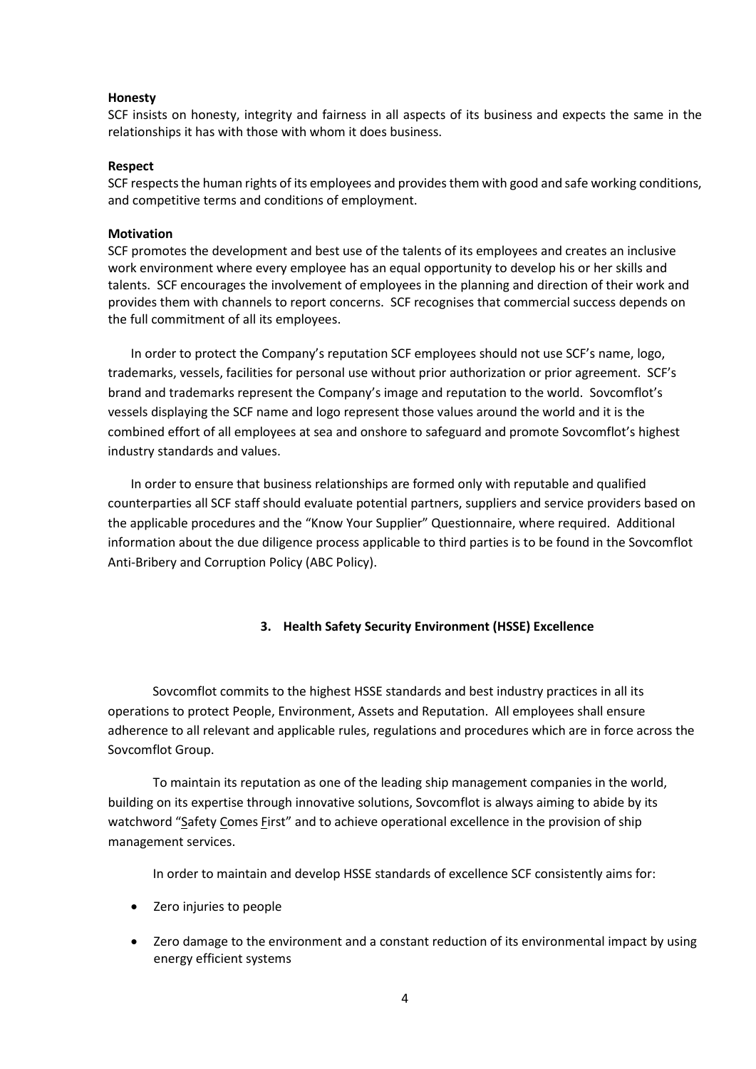**Honesty**

SCF insists on honesty, integrity and fairness in all aspects of its business and expects the same in the relationships it has with those with whom it does business.

**Respect**

SCF respects the human rights of its employees and provides them with good and safe working conditions, and competitive terms and conditions of employment.

**Motivation**

SCF promotes the development and best use of the talents of its employees and creates an inclusive work environment where every employee has an equal opportunity to develop his or her skills and talents. SCF encourages the involvement of employees in the planning and direction of their work and provides them with channels to report concerns. SCF recognises that commercial success depends on the full commitment of all its employees.

In order to protect the Company's reputation SCF employees should not use SCF's name, logo, trademarks, vessels, facilities for personal use without prior authorization or prior agreement. SCF's brand and trademarks represent the Company's image and reputation to the world. Sovcomflot's vessels displaying the SCF name and logo represent those values around the world and it is the combined effort of all employees at sea and onshore to safeguard and promote Sovcomflot's highest industry standards and values.

In order to ensure that business relationships are formed only with reputable and qualified counterparties all SCF staff should evaluate potential partners, suppliers and service providers based on the applicable procedures and the "Know Your Supplier" Questionnaire, where required. Additional information about the due diligence process applicable to third parties is to be found in the Sovcomflot Anti-Bribery and Corruption Policy (ABC Policy).

## 3. Health Safety Security Environment (HSSE) Excellence

Sovcomflot commits to the highest HSSE standards and best industry practices in all its operations to protect People, Environment, Assets and Reputation. All employees shall ensure adherence to all relevant and applicable rules, regulations and procedures which are in force across the Sovcomflot Group.

To maintain its reputation as one of the leading ship management companies in the world, building on its expertise through innovative solutions, Sovcomflot is always aiming to abide by its watchword "Safety Comes First" and to achieve operational excellence in the provision of ship management services.

In order to maintain and develop HSSE standards of excellence SCF consistently aims for:

- Zero injuries to people
- Zero damage to the environment and a constant reduction of its environmental impact by using energy efficient systems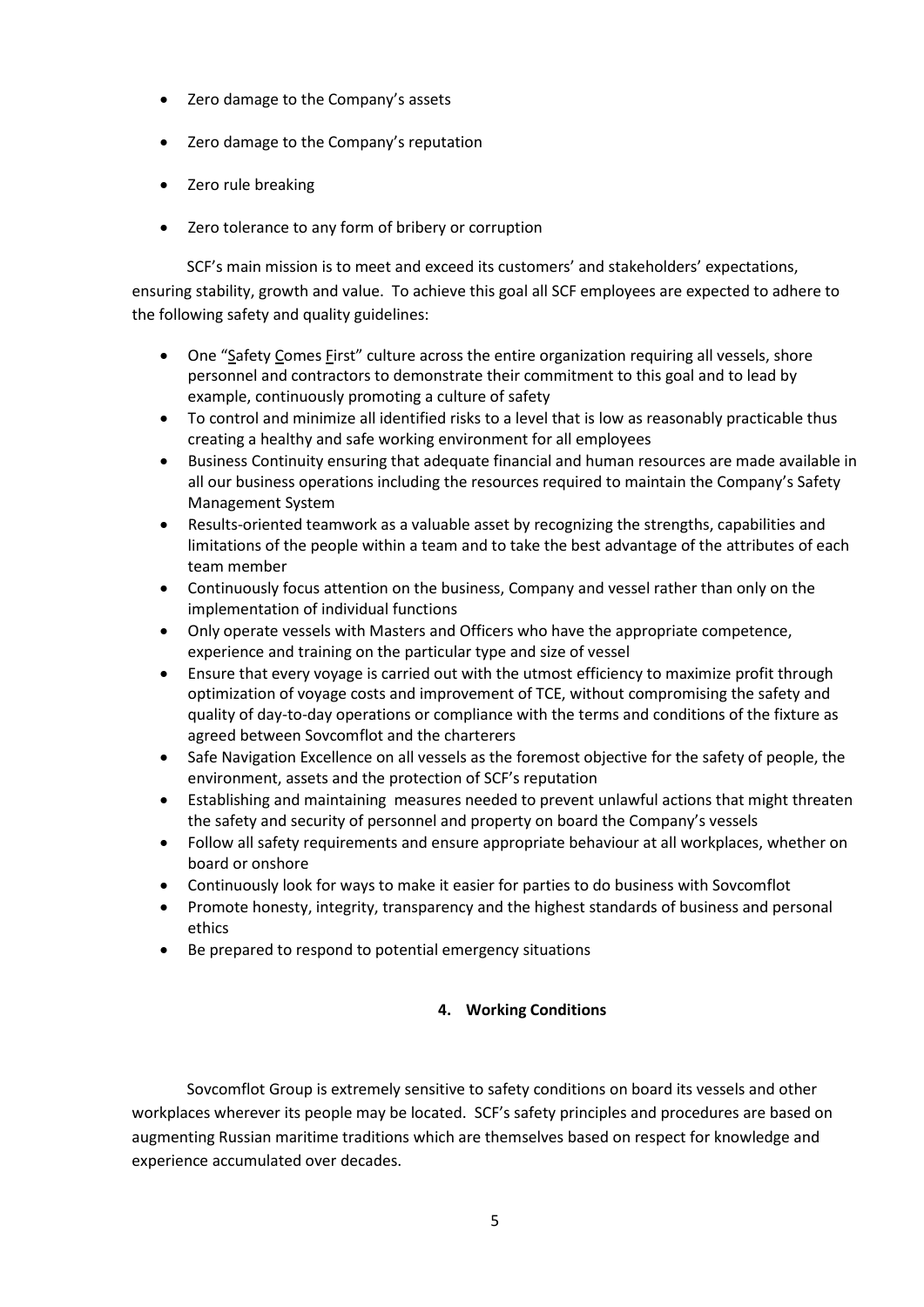- Zero damage to the Company's assets
- Zero damage to the Company's reputation
- Zero rule breaking
- Zero tolerance to any form of bribery or corruption

SCF's main mission is to meet and exceed its customers' and stakeholders' expectations, ensuring stability, growth and value. To achieve this goal all SCF employees are expected to adhere to the following safety and quality guidelines:

- One "Safety Comes First" culture across the entire organization requiring all vessels, shore personnel and contractors to demonstrate their commitment to this goal and to lead by example, continuously promoting a culture of safety
- To control and minimize all identified risks to a level that is low as reasonably practicable thus creating a healthy and safe working environment for all employees
- Business Continuity ensuring that adequate financial and human resources are made available in all our business operations including the resources required to maintain the Company's Safety Management System
- Results-oriented teamwork as a valuable asset by recognizing the strengths, capabilities and limitations of the people within a team and to take the best advantage of the attributes of each team member
- Continuously focus attention on the business, Company and vessel rather than only on the implementation of individual functions
- Only operate vessels with Masters and Officers who have the appropriate competence, experience and training on the particular type and size of vessel
- Ensure that every voyage is carried out with the utmost efficiency to maximize profit through optimization of voyage costs and improvement of TCE, without compromising the safety and quality of day-to-day operations or compliance with the terms and conditions of the fixture as agreed between Sovcomflot and the charterers
- Safe Navigation Excellence on all vessels as the foremost objective for the safety of people, the environment, assets and the protection of SCF's reputation
- Establishing and maintaining measures needed to prevent unlawful actions that might threaten the safety and security of personnel and property on board the Company's vessels
- Follow all safety requirements and ensure appropriate behaviour at all workplaces, whether on board or onshore
- Continuously look for ways to make it easier for parties to do business with Sovcomflot
- Promote honesty, integrity, transparency and the highest standards of business and personal ethics
- Be prepared to respond to potential emergency situations

## 4. Working Conditions

Sovcomflot Group is extremely sensitive to safety conditions on board its vessels and other workplaces wherever its people may be located. SCF's safety principles and procedures are based on augmenting Russian maritime traditions which are themselves based on respect for knowledge and experience accumulated over decades.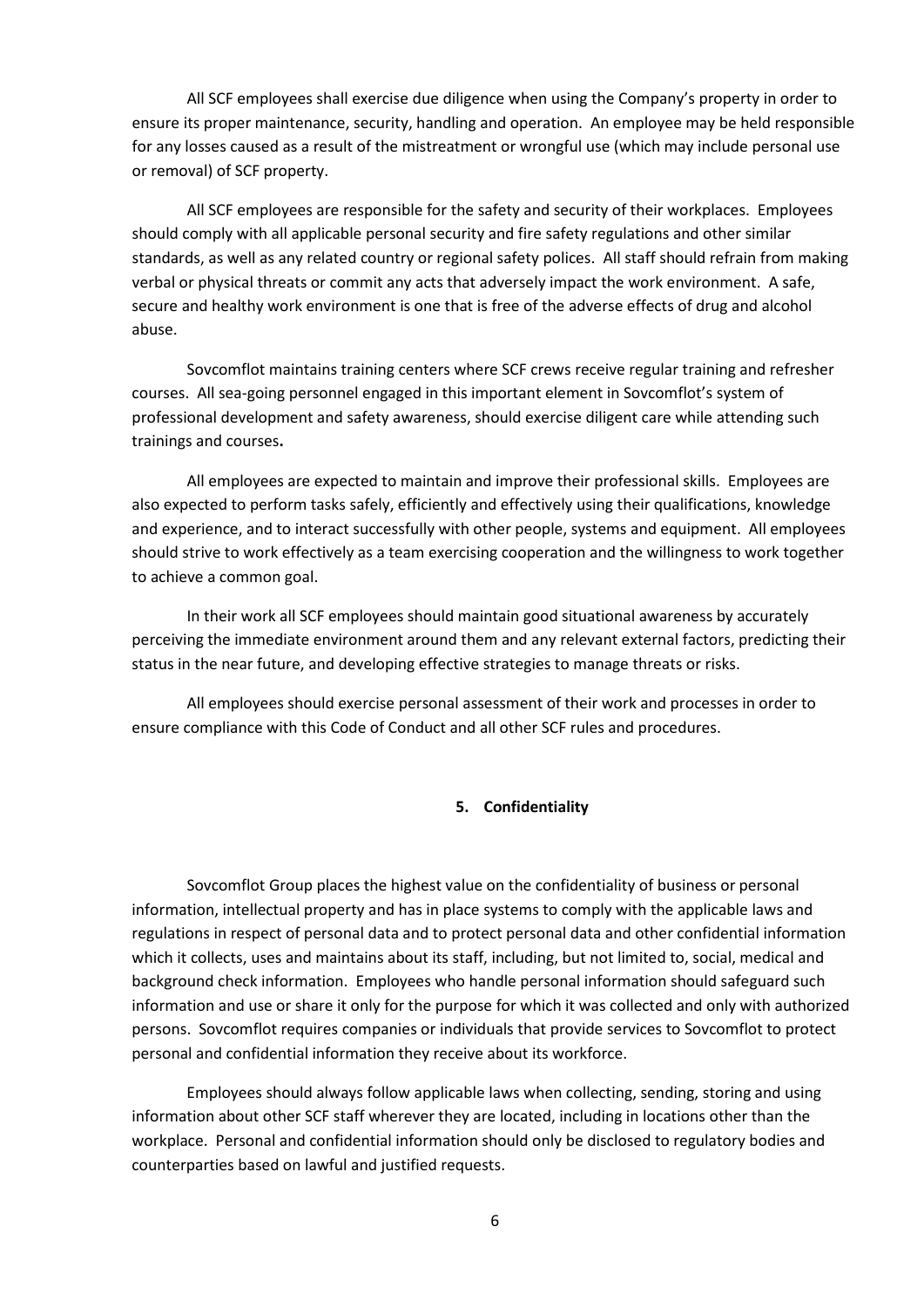All SCF employees shall exercise due diligence when using the Company's property in order to ensure its proper maintenance, security, handling and operation. An employee may be held responsible for any losses caused as a result of the mistreatment or wrongful use (which may include personal use or removal) of SCF property.

All SCF employees are responsible for the safety and security of their workplaces. Employees should comply with all applicable personal security and fire safety regulations and other similar standards, as well as any related country or regional safety polices. All staff should refrain from making verbal or physical threats or commit any acts that adversely impact the work environment. A safe, secure and healthy work environment is one that is free of the adverse effects of drug and alcohol abuse.

Sovcomflot maintains training centers where SCF crews receive regular training and refresher courses. All sea-going personnel engaged in this important element in Sovcomflot's system of professional development and safety awareness, should exercise diligent care while attending such trainings and courses**.**

All employees are expected to maintain and improve their professional skills. Employees are also expected to perform tasks safely, efficiently and effectively using their qualifications, knowledge and experience, and to interact successfully with other people, systems and equipment. All employees should strive to work effectively as a team exercising cooperation and the willingness to work together to achieve a common goal.

In their work all SCF employees should maintain good situational awareness by accurately perceiving the immediate environment around them and any relevant external factors, predicting their status in the near future, and developing effective strategies to manage threats or risks.

All employees should exercise personal assessment of their work and processes in order to ensure compliance with this Code of Conduct and all other SCF rules and procedures.

## 5. Confidentiality

Sovcomflot Group places the highest value on the confidentiality of business or personal information, intellectual property and has in place systems to comply with the applicable laws and regulations in respect of personal data and to protect personal data and other confidential information which it collects, uses and maintains about its staff, including, but not limited to, social, medical and background check information. Employees who handle personal information should safeguard such information and use or share it only for the purpose for which it was collected and only with authorized persons. Sovcomflot requires companies or individuals that provide services to Sovcomflot to protect personal and confidential information they receive about its workforce.

Employees should always follow applicable laws when collecting, sending, storing and using information about other SCF staff wherever they are located, including in locations other than the workplace. Personal and confidential information should only be disclosed to regulatory bodies and counterparties based on lawful and justified requests.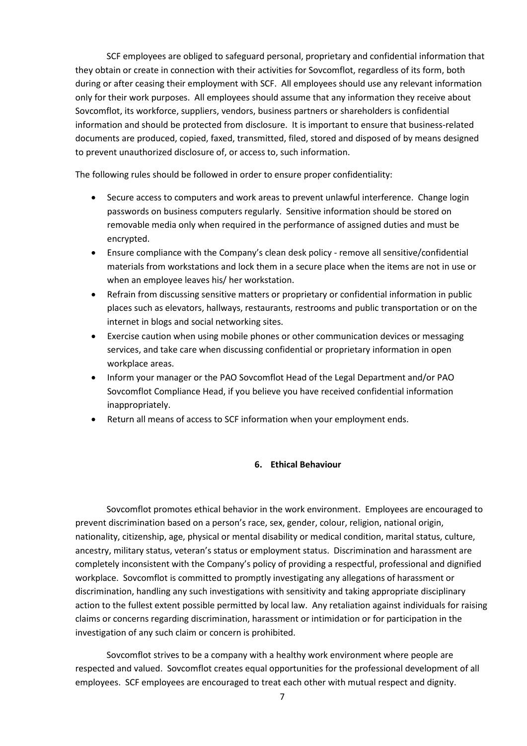SCF employees are obliged to safeguard personal, proprietary and confidential information that they obtain or create in connection with their activities for Sovcomflot, regardless of its form, both during or after ceasing their employment with SCF. All employees should use any relevant information only for their work purposes. All employees should assume that any information they receive about Sovcomflot, its workforce, suppliers, vendors, business partners or shareholders is confidential information and should be protected from disclosure. It is important to ensure that business-related documents are produced, copied, faxed, transmitted, filed, stored and disposed of by means designed to prevent unauthorized disclosure of, or access to, such information.

The following rules should be followed in order to ensure proper confidentiality:

- Secure access to computers and work areas to prevent unlawful interference. Change login passwords on business computers regularly. Sensitive information should be stored on removable media only when required in the performance of assigned duties and must be encrypted.
- Ensure compliance with the Company's clean desk policy - remove all sensitive/confidential materials from workstations and lock them in a secure place when the items are not in use or when an employee leaves his/ her workstation.
- Refrain from discussing sensitive matters or proprietary or confidential information in public places such as elevators, hallways, restaurants, restrooms and public transportation or on the internet in blogs and social networking sites.
- Exercise caution when using mobile phones or other communication devices or messaging services, and take care when discussing confidential or proprietary information in open workplace areas.
- Inform your manager or the PAO Sovcomflot Head of the Legal Department and/or PAO Sovcomflot Compliance Head, if you believe you have received confidential information inappropriately.
- Return all means of access to SCF information when your employment ends.

## 6. Ethical Behaviour

Sovcomflot promotes ethical behavior in the work environment. Employees are encouraged to prevent discrimination based on a person's race, sex, gender, colour, religion, national origin, nationality, citizenship, age, physical or mental disability or medical condition, marital status, culture, ancestry, military status, veteran's status or employment status. Discrimination and harassment are completely inconsistent with the Company's policy of providing a respectful, professional and dignified workplace. Sovcomflot is committed to promptly investigating any allegations of harassment or discrimination, handling any such investigations with sensitivity and taking appropriate disciplinary action to the fullest extent possible permitted by local law. Any retaliation against individuals for raising claims or concerns regarding discrimination, harassment or intimidation or for participation in the investigation of any such claim or concern is prohibited.

Sovcomflot strives to be a company with a healthy work environment where people are respected and valued. Sovcomflot creates equal opportunities for the professional development of all employees. SCF employees are encouraged to treat each other with mutual respect and dignity.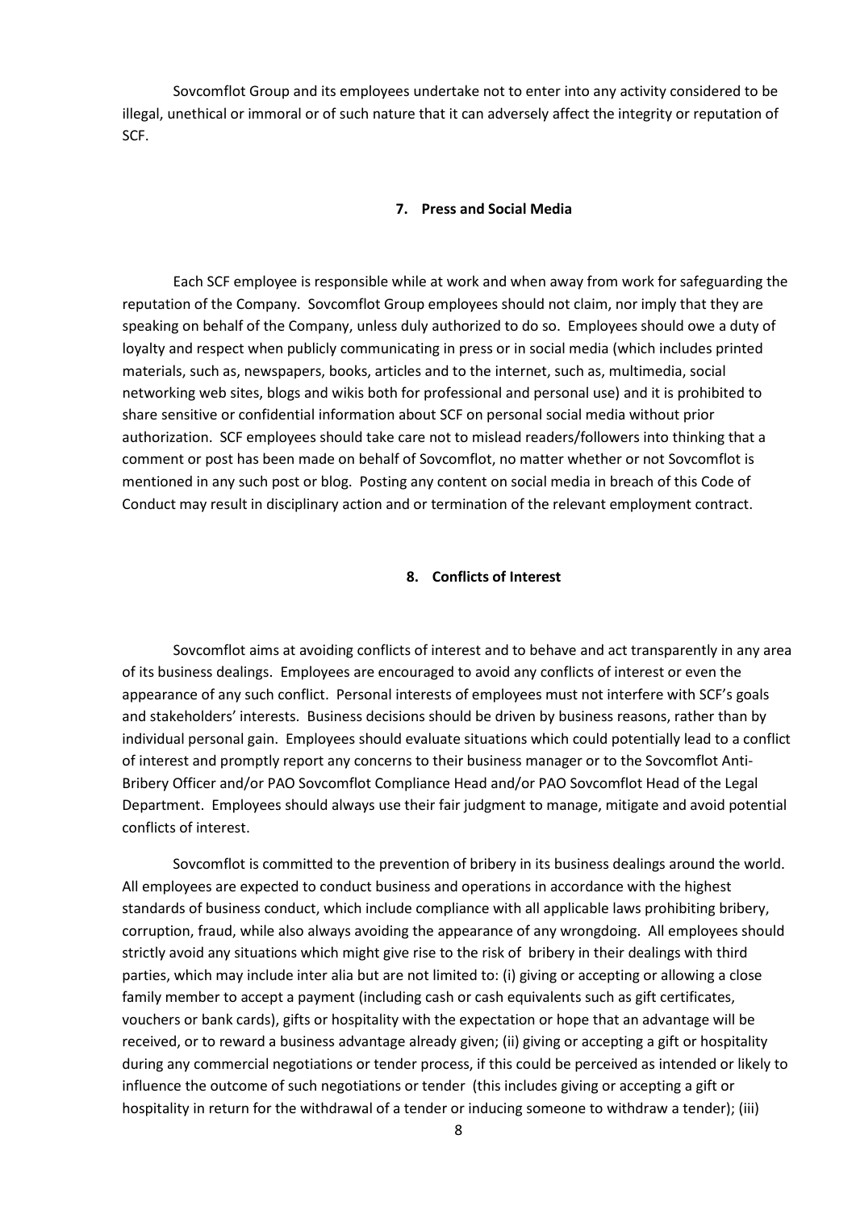Sovcomflot Group and its employees undertake not to enter into any activity considered to be illegal, unethical or immoral or of such nature that it can adversely affect the integrity or reputation of SCF.

## 7. Press and Social Media

Each SCF employee is responsible while at work and when away from work for safeguarding the reputation of the Company. Sovcomflot Group employees should not claim, nor imply that they are speaking on behalf of the Company, unless duly authorized to do so. Employees should owe a duty of loyalty and respect when publicly communicating in press or in social media (which includes printed materials, such as, newspapers, books, articles and to the internet, such as, multimedia, social networking web sites, blogs and wikis both for professional and personal use) and it is prohibited to share sensitive or confidential information about SCF on personal social media without prior authorization. SCF employees should take care not to mislead readers/followers into thinking that a comment or post has been made on behalf of Sovcomflot, no matter whether or not Sovcomflot is mentioned in any such post or blog. Posting any content on social media in breach of this Code of Conduct may result in disciplinary action and or termination of the relevant employment contract.

## 8. Conflicts of Interest

Sovcomflot aims at avoiding conflicts of interest and to behave and act transparently in any area of its business dealings. Employees are encouraged to avoid any conflicts of interest or even the appearance of any such conflict. Personal interests of employees must not interfere with SCF's goals and stakeholders' interests. Business decisions should be driven by business reasons, rather than by individual personal gain. Employees should evaluate situations which could potentially lead to a conflict of interest and promptly report any concerns to their business manager or to the Sovcomflot Anti-Bribery Officer and/or PAO Sovcomflot Compliance Head and/or PAO Sovcomflot Head of the Legal Department. Employees should always use their fair judgment to manage, mitigate and avoid potential conflicts of interest.

Sovcomflot is committed to the prevention of bribery in its business dealings around the world. All employees are expected to conduct business and operations in accordance with the highest standards of business conduct, which include compliance with all applicable laws prohibiting bribery, corruption, fraud, while also always avoiding the appearance of any wrongdoing. All employees should strictly avoid any situations which might give rise to the risk of bribery in their dealings with third parties, which may include inter alia but are not limited to: (i) giving or accepting or allowing a close family member to accept a payment (including cash or cash equivalents such as gift certificates, vouchers or bank cards), gifts or hospitality with the expectation or hope that an advantage will be received, or to reward a business advantage already given; (ii) giving or accepting a gift or hospitality during any commercial negotiations or tender process, if this could be perceived as intended or likely to influence the outcome of such negotiations or tender (this includes giving or accepting a gift or hospitality in return for the withdrawal of a tender or inducing someone to withdraw a tender); (iii)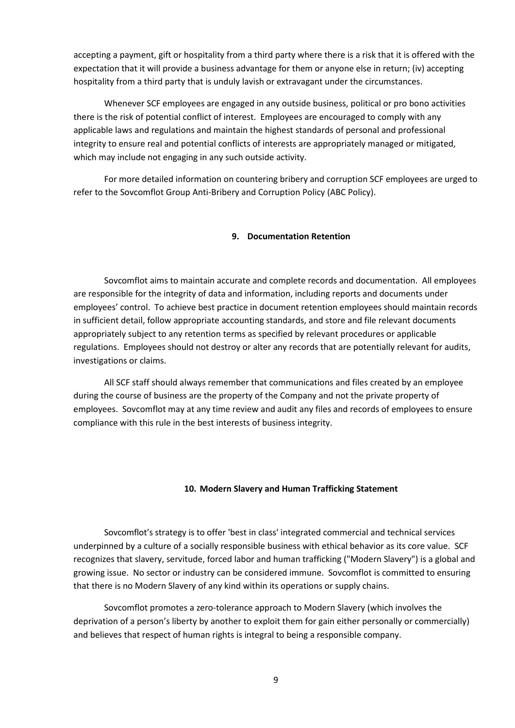accepting a payment, gift or hospitality from a third party where there is a risk that it is offered with the expectation that it will provide a business advantage for them or anyone else in return; (iv) accepting hospitality from a third party that is unduly lavish or extravagant under the circumstances.

Whenever SCF employees are engaged in any outside business, political or pro bono activities there is the risk of potential conflict of interest. Employees are encouraged to comply with any applicable laws and regulations and maintain the highest standards of personal and professional integrity to ensure real and potential conflicts of interests are appropriately managed or mitigated, which may include not engaging in any such outside activity.

For more detailed information on countering bribery and corruption SCF employees are urged to refer to the Sovcomflot Group Anti-Bribery and Corruption Policy (ABC Policy).

## 9. Documentation Retention

Sovcomflot aims to maintain accurate and complete records and documentation. All employees are responsible for the integrity of data and information, including reports and documents under employees' control. To achieve best practice in document retention employees should maintain records in sufficient detail, follow appropriate accounting standards, and store and file relevant documents appropriately subject to any retention terms as specified by relevant procedures or applicable regulations. Employees should not destroy or alter any records that are potentially relevant for audits, investigations or claims.

All SCF staff should always remember that communications and files created by an employee during the course of business are the property of the Company and not the private property of employees. Sovcomflot may at any time review and audit any files and records of employees to ensure compliance with this rule in the best interests of business integrity.

## 10. Modern Slavery and Human Trafficking Statement

Sovcomflot's strategy is to offer 'best in class' integrated commercial and technical services underpinned by a culture of a socially responsible business with ethical behavior as its core value. SCF recognizes that slavery, servitude, forced labor and human trafficking ("Modern Slavery") is a global and growing issue. No sector or industry can be considered immune. Sovcomflot is committed to ensuring that there is no Modern Slavery of any kind within its operations or supply chains.

Sovcomflot promotes a zero-tolerance approach to Modern Slavery (which involves the deprivation of a person's liberty by another to exploit them for gain either personally or commercially) and believes that respect of human rights is integral to being a responsible company.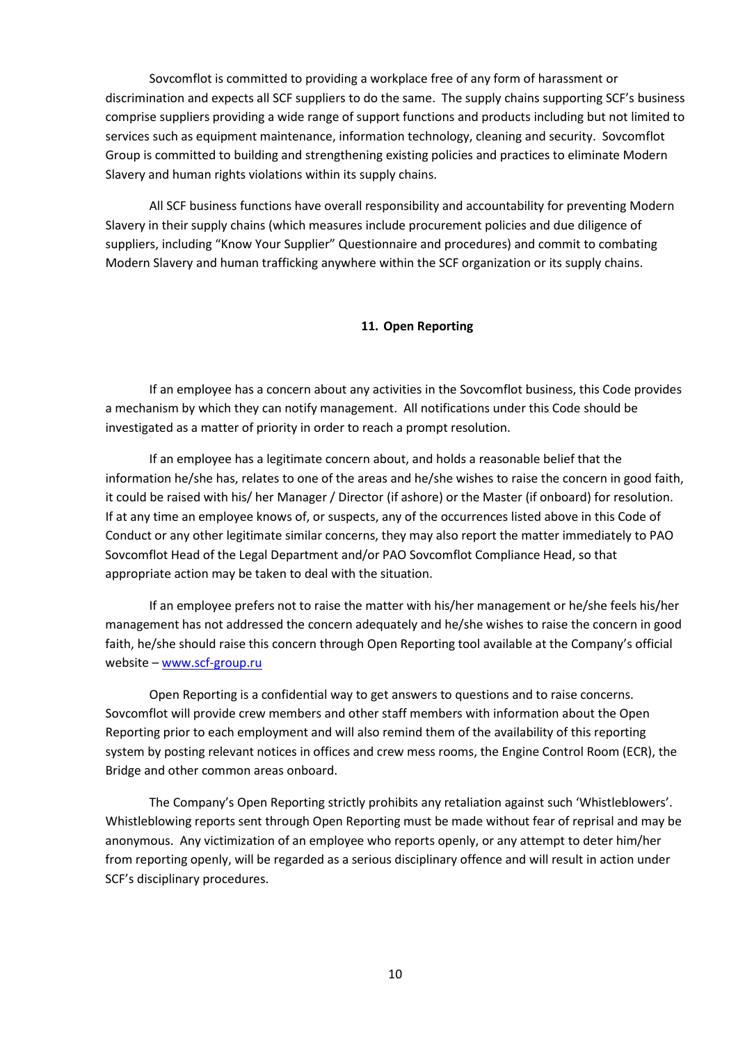Sovcomflot is committed to providing a workplace free of any form of harassment or discrimination and expects all SCF suppliers to do the same. The supply chains supporting SCF's business comprise suppliers providing a wide range of support functions and products including but not limited to services such as equipment maintenance, information technology, cleaning and security. Sovcomflot Group is committed to building and strengthening existing policies and practices to eliminate Modern Slavery and human rights violations within its supply chains.

All SCF business functions have overall responsibility and accountability for preventing Modern Slavery in their supply chains (which measures include procurement policies and due diligence of suppliers, including "Know Your Supplier" Questionnaire and procedures) and commit to combating Modern Slavery and human trafficking anywhere within the SCF organization or its supply chains.

## 11. Open Reporting

If an employee has a concern about any activities in the Sovcomflot business, this Code provides a mechanism by which they can notify management. All notifications under this Code should be investigated as a matter of priority in order to reach a prompt resolution.

If an employee has a legitimate concern about, and holds a reasonable belief that the information he/she has, relates to one of the areas and he/she wishes to raise the concern in good faith, it could be raised with his/ her Manager / Director (if ashore) or the Master (if onboard) for resolution. If at any time an employee knows of, or suspects, any of the occurrences listed above in this Code of Conduct or any other legitimate similar concerns, they may also report the matter immediately to PAO Sovcomflot Head of the Legal Department and/or PAO Sovcomflot Compliance Head, so that appropriate action may be taken to deal with the situation.

If an employee prefers not to raise the matter with his/her management or he/she feels his/her management has not addressed the concern adequately and he/she wishes to raise the concern in good faith, he/she should raise this concern through Open Reporting tool available at the Company's official website – www.scf-group.ru

Open Reporting is a confidential way to get answers to questions and to raise concerns. Sovcomflot will provide crew members and other staff members with information about the Open Reporting prior to each employment and will also remind them of the availability of this reporting system by posting relevant notices in offices and crew mess rooms, the Engine Control Room (ECR), the Bridge and other common areas onboard.

The Company's Open Reporting strictly prohibits any retaliation against such 'Whistleblowers'. Whistleblowing reports sent through Open Reporting must be made without fear of reprisal and may be anonymous. Any victimization of an employee who reports openly, or any attempt to deter him/her from reporting openly, will be regarded as a serious disciplinary offence and will result in action under SCF's disciplinary procedures.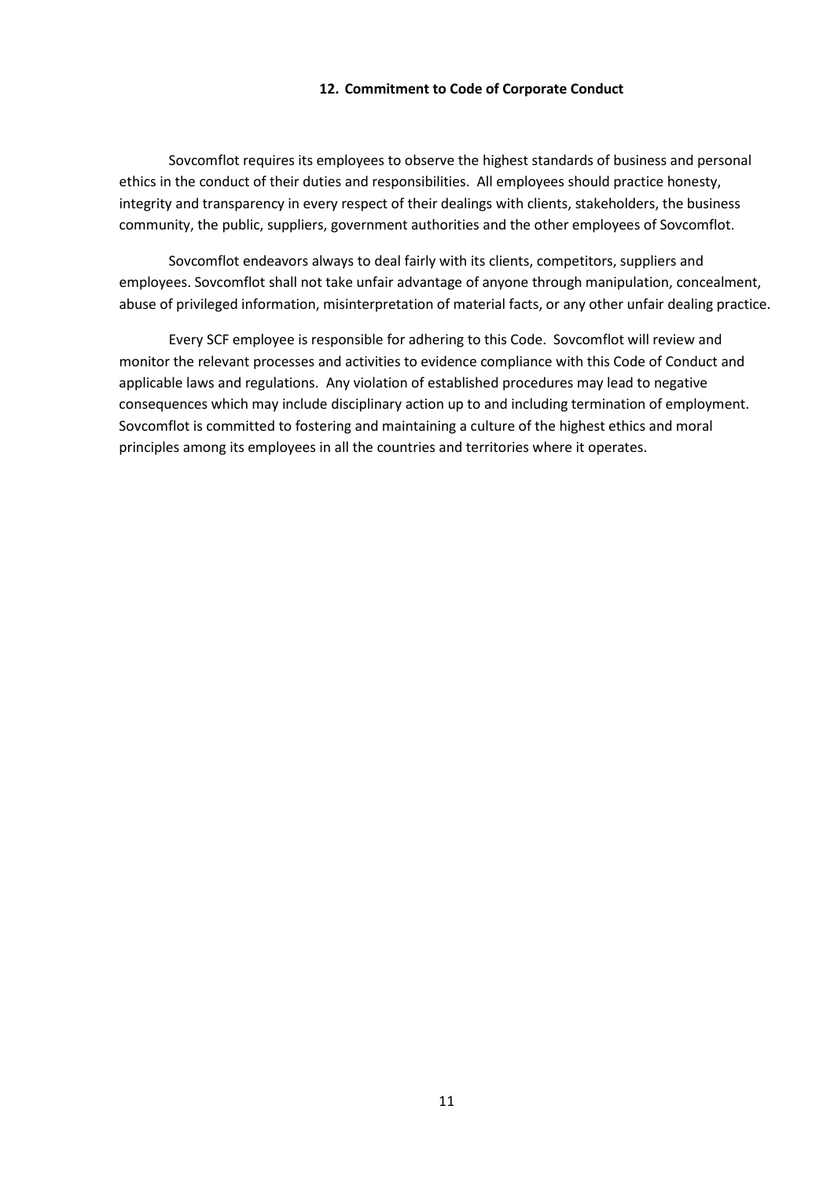## 12. Commitment to Code of Corporate Conduct

Sovcomflot requires its employees to observe the highest standards of business and personal ethics in the conduct of their duties and responsibilities. All employees should practice honesty, integrity and transparency in every respect of their dealings with clients, stakeholders, the business community, the public, suppliers, government authorities and the other employees of Sovcomflot.

Sovcomflot endeavors always to deal fairly with its clients, competitors, suppliers and employees. Sovcomflot shall not take unfair advantage of anyone through manipulation, concealment, abuse of privileged information, misinterpretation of material facts, or any other unfair dealing practice.

Every SCF employee is responsible for adhering to this Code. Sovcomflot will review and monitor the relevant processes and activities to evidence compliance with this Code of Conduct and applicable laws and regulations. Any violation of established procedures may lead to negative consequences which may include disciplinary action up to and including termination of employment. Sovcomflot is committed to fostering and maintaining a culture of the highest ethics and moral principles among its employees in all the countries and territories where it operates.